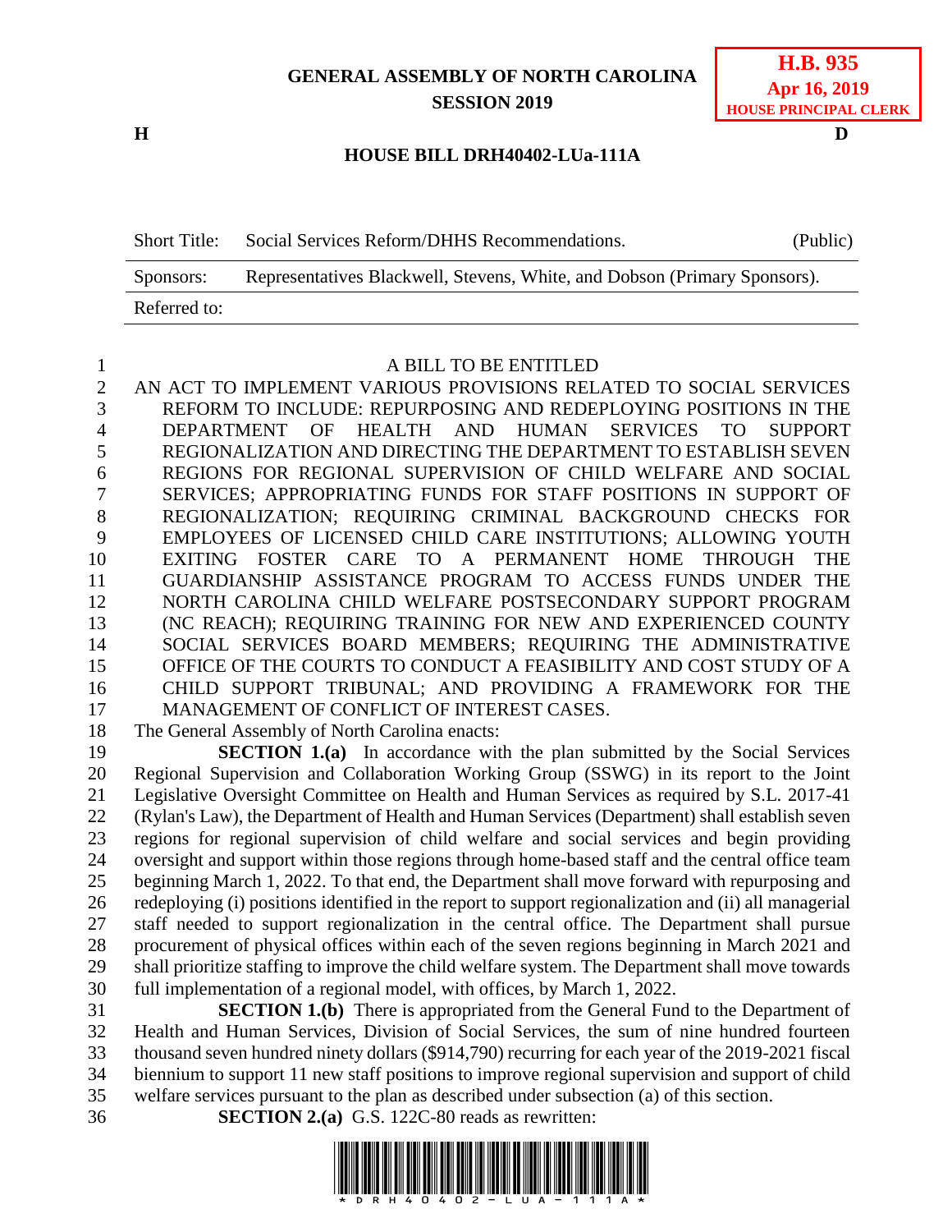**GENERAL ASSEMBLY OF NORTH CAROLINA**
**SESSION 2019**

**H.B. 935**
**Apr 16, 2019**
**HOUSE PRINCIPAL CLERK**

**H** **D**

**HOUSE BILL DRH40402-LUa-111A**

| | | |
|---|---|---|
| Short Title: | Social Services Reform/DHHS Recommendations. | (Public) |
| Sponsors: | Representatives Blackwell, Stevens, White, and Dobson (Primary Sponsors). | |
| Referred to: | | |

A BILL TO BE ENTITLED

AN ACT TO IMPLEMENT VARIOUS PROVISIONS RELATED TO SOCIAL SERVICES REFORM TO INCLUDE: REPURPOSING AND REDEPLOYING POSITIONS IN THE DEPARTMENT OF HEALTH AND HUMAN SERVICES TO SUPPORT REGIONALIZATION AND DIRECTING THE DEPARTMENT TO ESTABLISH SEVEN REGIONS FOR REGIONAL SUPERVISION OF CHILD WELFARE AND SOCIAL SERVICES; APPROPRIATING FUNDS FOR STAFF POSITIONS IN SUPPORT OF REGIONALIZATION; REQUIRING CRIMINAL BACKGROUND CHECKS FOR EMPLOYEES OF LICENSED CHILD CARE INSTITUTIONS; ALLOWING YOUTH EXITING FOSTER CARE TO A PERMANENT HOME THROUGH THE GUARDIANSHIP ASSISTANCE PROGRAM TO ACCESS FUNDS UNDER THE NORTH CAROLINA CHILD WELFARE POSTSECONDARY SUPPORT PROGRAM (NC REACH); REQUIRING TRAINING FOR NEW AND EXPERIENCED COUNTY SOCIAL SERVICES BOARD MEMBERS; REQUIRING THE ADMINISTRATIVE OFFICE OF THE COURTS TO CONDUCT A FEASIBILITY AND COST STUDY OF A CHILD SUPPORT TRIBUNAL; AND PROVIDING A FRAMEWORK FOR THE MANAGEMENT OF CONFLICT OF INTEREST CASES.

The General Assembly of North Carolina enacts:

**SECTION 1.(a)** In accordance with the plan submitted by the Social Services Regional Supervision and Collaboration Working Group (SSWG) in its report to the Joint Legislative Oversight Committee on Health and Human Services as required by S.L. 2017-41 (Rylan's Law), the Department of Health and Human Services (Department) shall establish seven regions for regional supervision of child welfare and social services and begin providing oversight and support within those regions through home-based staff and the central office team beginning March 1, 2022. To that end, the Department shall move forward with repurposing and redeploying (i) positions identified in the report to support regionalization and (ii) all managerial staff needed to support regionalization in the central office. The Department shall pursue procurement of physical offices within each of the seven regions beginning in March 2021 and shall prioritize staffing to improve the child welfare system. The Department shall move towards full implementation of a regional model, with offices, by March 1, 2022.

**SECTION 1.(b)** There is appropriated from the General Fund to the Department of Health and Human Services, Division of Social Services, the sum of nine hundred fourteen thousand seven hundred ninety dollars ($914,790) recurring for each year of the 2019-2021 fiscal biennium to support 11 new staff positions to improve regional supervision and support of child welfare services pursuant to the plan as described under subsection (a) of this section.

**SECTION 2.(a)** G.S. 122C-80 reads as rewritten: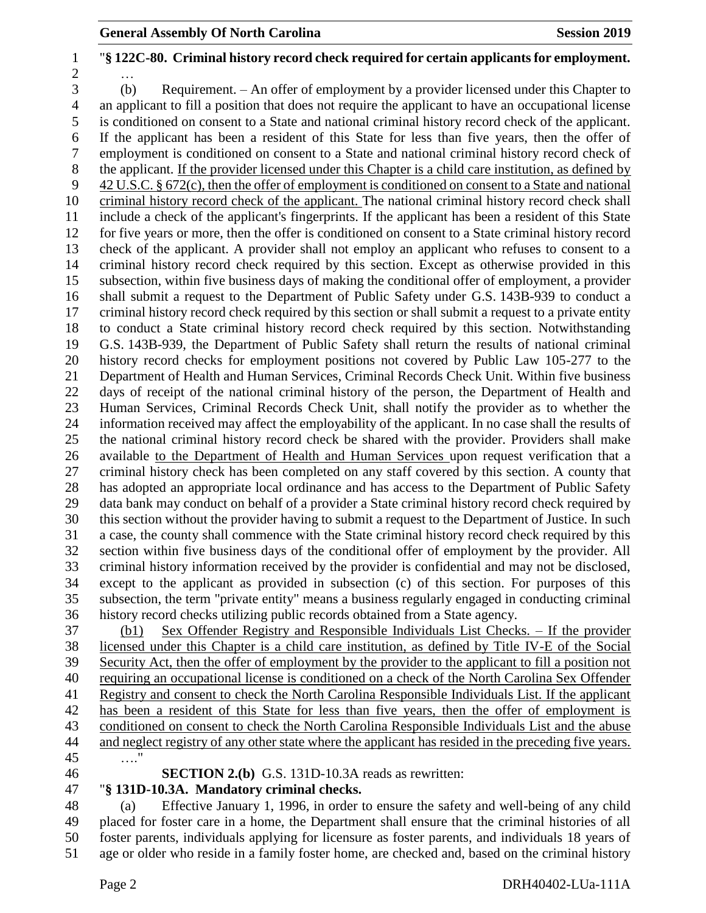"**§ 122C-80. Criminal history record check required for certain applicants for employment.**

…

(b) Requirement. – An offer of employment by a provider licensed under this Chapter to an applicant to fill a position that does not require the applicant to have an occupational license is conditioned on consent to a State and national criminal history record check of the applicant. If the applicant has been a resident of this State for less than five years, then the offer of employment is conditioned on consent to a State and national criminal history record check of the applicant. If the provider licensed under this Chapter is a child care institution, as defined by 42 U.S.C. § 672(c), then the offer of employment is conditioned on consent to a State and national criminal history record check of the applicant. The national criminal history record check shall include a check of the applicant's fingerprints. If the applicant has been a resident of this State for five years or more, then the offer is conditioned on consent to a State criminal history record check of the applicant. A provider shall not employ an applicant who refuses to consent to a criminal history record check required by this section. Except as otherwise provided in this subsection, within five business days of making the conditional offer of employment, a provider shall submit a request to the Department of Public Safety under G.S. 143B-939 to conduct a criminal history record check required by this section or shall submit a request to a private entity to conduct a State criminal history record check required by this section. Notwithstanding G.S. 143B-939, the Department of Public Safety shall return the results of national criminal history record checks for employment positions not covered by Public Law 105-277 to the Department of Health and Human Services, Criminal Records Check Unit. Within five business days of receipt of the national criminal history of the person, the Department of Health and Human Services, Criminal Records Check Unit, shall notify the provider as to whether the information received may affect the employability of the applicant. In no case shall the results of the national criminal history record check be shared with the provider. Providers shall make available to the Department of Health and Human Services upon request verification that a criminal history check has been completed on any staff covered by this section. A county that has adopted an appropriate local ordinance and has access to the Department of Public Safety data bank may conduct on behalf of a provider a State criminal history record check required by this section without the provider having to submit a request to the Department of Justice. In such a case, the county shall commence with the State criminal history record check required by this section within five business days of the conditional offer of employment by the provider. All criminal history information received by the provider is confidential and may not be disclosed, except to the applicant as provided in subsection (c) of this section. For purposes of this subsection, the term "private entity" means a business regularly engaged in conducting criminal history record checks utilizing public records obtained from a State agency.

(b1) Sex Offender Registry and Responsible Individuals List Checks. – If the provider licensed under this Chapter is a child care institution, as defined by Title IV-E of the Social Security Act, then the offer of employment by the provider to the applicant to fill a position not requiring an occupational license is conditioned on a check of the North Carolina Sex Offender Registry and consent to check the North Carolina Responsible Individuals List. If the applicant has been a resident of this State for less than five years, then the offer of employment is conditioned on consent to check the North Carolina Responsible Individuals List and the abuse and neglect registry of any other state where the applicant has resided in the preceding five years.

…."

**SECTION 2.(b)** G.S. 131D-10.3A reads as rewritten:

"**§ 131D-10.3A. Mandatory criminal checks.**

(a) Effective January 1, 1996, in order to ensure the safety and well-being of any child placed for foster care in a home, the Department shall ensure that the criminal histories of all foster parents, individuals applying for licensure as foster parents, and individuals 18 years of age or older who reside in a family foster home, are checked and, based on the criminal history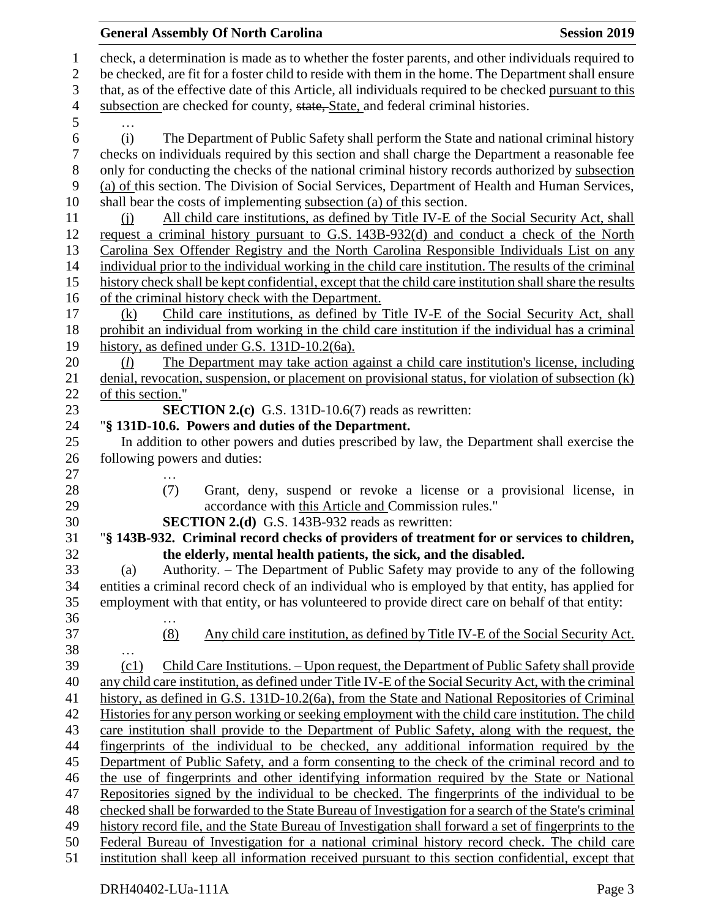check, a determination is made as to whether the foster parents, and other individuals required to be checked, are fit for a foster child to reside with them in the home. The Department shall ensure that, as of the effective date of this Article, all individuals required to be checked pursuant to this subsection are checked for county, ~~state,~~ State, and federal criminal histories.

…

(i) The Department of Public Safety shall perform the State and national criminal history checks on individuals required by this section and shall charge the Department a reasonable fee only for conducting the checks of the national criminal history records authorized by subsection (a) of this section. The Division of Social Services, Department of Health and Human Services, shall bear the costs of implementing subsection (a) of this section.

(j) All child care institutions, as defined by Title IV-E of the Social Security Act, shall request a criminal history pursuant to G.S. 143B-932(d) and conduct a check of the North Carolina Sex Offender Registry and the North Carolina Responsible Individuals List on any individual prior to the individual working in the child care institution. The results of the criminal history check shall be kept confidential, except that the child care institution shall share the results of the criminal history check with the Department.

(k) Child care institutions, as defined by Title IV-E of the Social Security Act, shall prohibit an individual from working in the child care institution if the individual has a criminal history, as defined under G.S. 131D-10.2(6a).

(*l*) The Department may take action against a child care institution's license, including denial, revocation, suspension, or placement on provisional status, for violation of subsection (k) of this section."

**SECTION 2.(c)** G.S. 131D-10.6(7) reads as rewritten:

"**§ 131D-10.6. Powers and duties of the Department.**

In addition to other powers and duties prescribed by law, the Department shall exercise the following powers and duties:

…

(7) Grant, deny, suspend or revoke a license or a provisional license, in accordance with this Article and Commission rules."

**SECTION 2.(d)** G.S. 143B-932 reads as rewritten:

"**§ 143B-932. Criminal record checks of providers of treatment for or services to children, the elderly, mental health patients, the sick, and the disabled.**

(a) Authority. – The Department of Public Safety may provide to any of the following entities a criminal record check of an individual who is employed by that entity, has applied for employment with that entity, or has volunteered to provide direct care on behalf of that entity:

…

(8) Any child care institution, as defined by Title IV-E of the Social Security Act.

…

(c1) Child Care Institutions. – Upon request, the Department of Public Safety shall provide any child care institution, as defined under Title IV-E of the Social Security Act, with the criminal history, as defined in G.S. 131D-10.2(6a), from the State and National Repositories of Criminal Histories for any person working or seeking employment with the child care institution. The child care institution shall provide to the Department of Public Safety, along with the request, the fingerprints of the individual to be checked, any additional information required by the Department of Public Safety, and a form consenting to the check of the criminal record and to the use of fingerprints and other identifying information required by the State or National Repositories signed by the individual to be checked. The fingerprints of the individual to be checked shall be forwarded to the State Bureau of Investigation for a search of the State's criminal history record file, and the State Bureau of Investigation shall forward a set of fingerprints to the Federal Bureau of Investigation for a national criminal history record check. The child care institution shall keep all information received pursuant to this section confidential, except that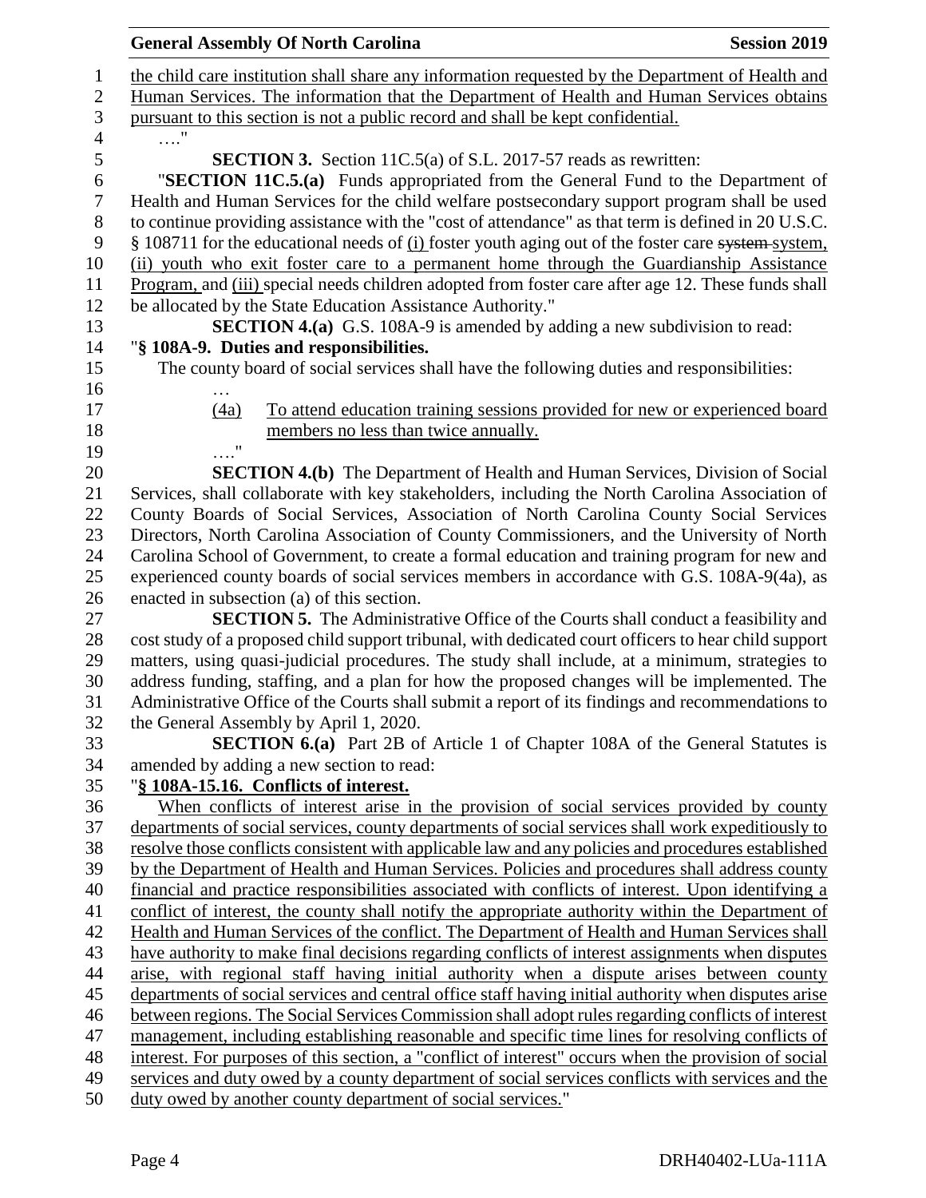the child care institution shall share any information requested by the Department of Health and Human Services. The information that the Department of Health and Human Services obtains pursuant to this section is not a public record and shall be kept confidential.

…."

**SECTION 3.** Section 11C.5(a) of S.L. 2017-57 reads as rewritten:

"**SECTION 11C.5.(a)** Funds appropriated from the General Fund to the Department of Health and Human Services for the child welfare postsecondary support program shall be used to continue providing assistance with the "cost of attendance" as that term is defined in 20 U.S.C. § 108711 for the educational needs of (i) foster youth aging out of the foster care ~~system~~ system, (ii) youth who exit foster care to a permanent home through the Guardianship Assistance Program, and (iii) special needs children adopted from foster care after age 12. These funds shall be allocated by the State Education Assistance Authority."

**SECTION 4.(a)** G.S. 108A-9 is amended by adding a new subdivision to read:

"**§ 108A-9. Duties and responsibilities.**

The county board of social services shall have the following duties and responsibilities:

…

(4a) To attend education training sessions provided for new or experienced board members no less than twice annually.

…."

**SECTION 4.(b)** The Department of Health and Human Services, Division of Social Services, shall collaborate with key stakeholders, including the North Carolina Association of County Boards of Social Services, Association of North Carolina County Social Services Directors, North Carolina Association of County Commissioners, and the University of North Carolina School of Government, to create a formal education and training program for new and experienced county boards of social services members in accordance with G.S. 108A-9(4a), as enacted in subsection (a) of this section.

**SECTION 5.** The Administrative Office of the Courts shall conduct a feasibility and cost study of a proposed child support tribunal, with dedicated court officers to hear child support matters, using quasi-judicial procedures. The study shall include, at a minimum, strategies to address funding, staffing, and a plan for how the proposed changes will be implemented. The Administrative Office of the Courts shall submit a report of its findings and recommendations to the General Assembly by April 1, 2020.

**SECTION 6.(a)** Part 2B of Article 1 of Chapter 108A of the General Statutes is amended by adding a new section to read:

"**§ 108A-15.16. Conflicts of interest.**

When conflicts of interest arise in the provision of social services provided by county departments of social services, county departments of social services shall work expeditiously to resolve those conflicts consistent with applicable law and any policies and procedures established by the Department of Health and Human Services. Policies and procedures shall address county financial and practice responsibilities associated with conflicts of interest. Upon identifying a conflict of interest, the county shall notify the appropriate authority within the Department of Health and Human Services of the conflict. The Department of Health and Human Services shall have authority to make final decisions regarding conflicts of interest assignments when disputes arise, with regional staff having initial authority when a dispute arises between county departments of social services and central office staff having initial authority when disputes arise between regions. The Social Services Commission shall adopt rules regarding conflicts of interest management, including establishing reasonable and specific time lines for resolving conflicts of interest. For purposes of this section, a "conflict of interest" occurs when the provision of social services and duty owed by a county department of social services conflicts with services and the duty owed by another county department of social services."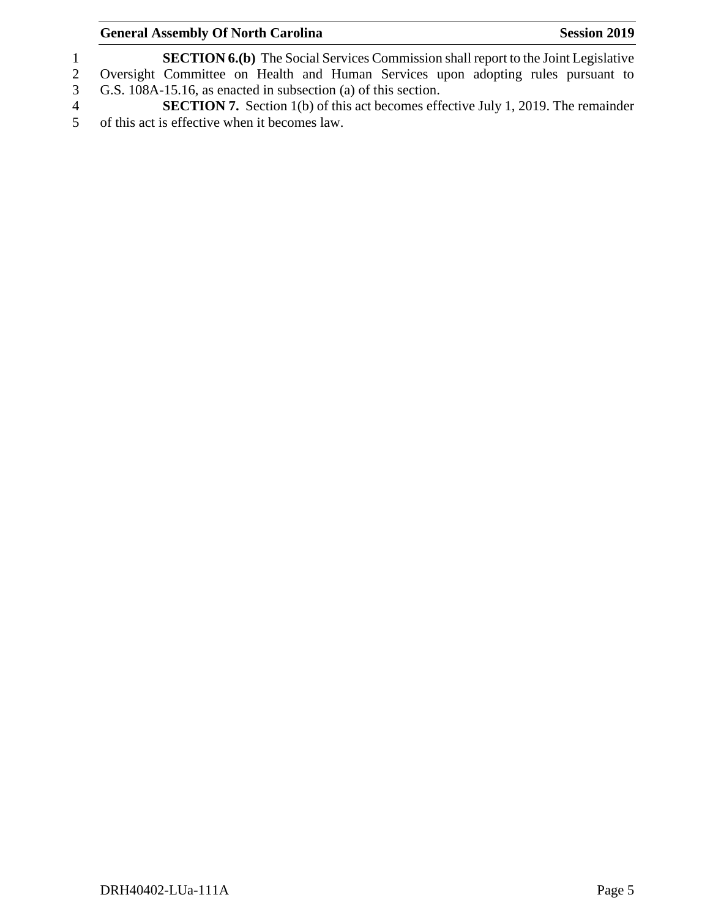**SECTION 6.(b)** The Social Services Commission shall report to the Joint Legislative Oversight Committee on Health and Human Services upon adopting rules pursuant to G.S. 108A-15.16, as enacted in subsection (a) of this section.

**SECTION 7.** Section 1(b) of this act becomes effective July 1, 2019. The remainder of this act is effective when it becomes law.